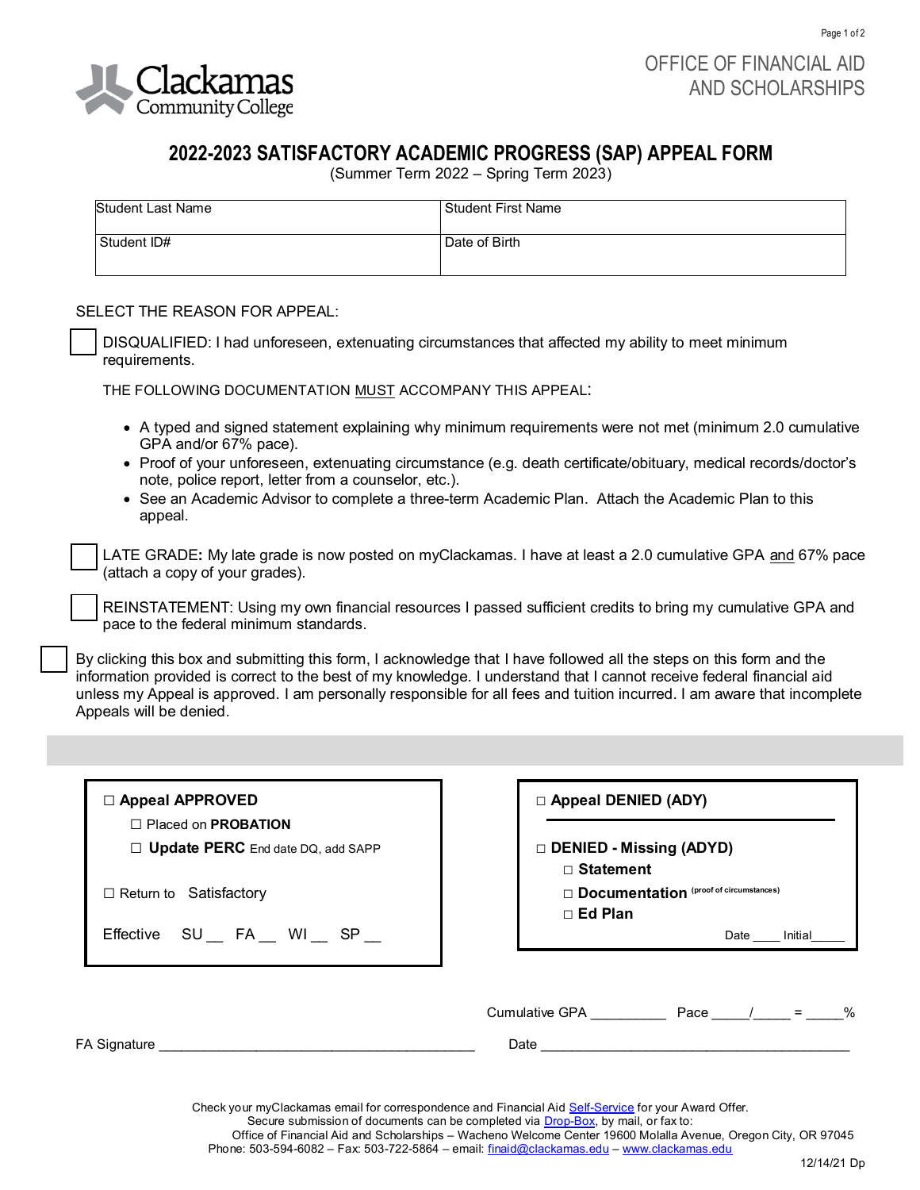Clackamas Community College

OFFICE OF FINANCIAL AID AND SCHOLARSHIPS

# 2022-2023 SATISFACTORY ACADEMIC PROGRESS (SAP) APPEAL FORM

(Summer Term 2022 – Spring Term 2023)

| Student Last Name | Student First Name |
|---|---|
| Student ID# | Date of Birth |

SELECT THE REASON FOR APPEAL:

☐ DISQUALIFIED: I had unforeseen, extenuating circumstances that affected my ability to meet minimum requirements.

THE FOLLOWING DOCUMENTATION MUST ACCOMPANY THIS APPEAL:

- A typed and signed statement explaining why minimum requirements were not met (minimum 2.0 cumulative GPA and/or 67% pace).
- Proof of your unforeseen, extenuating circumstance (e.g. death certificate/obituary, medical records/doctor's note, police report, letter from a counselor, etc.).
- See an Academic Advisor to complete a three-term Academic Plan. Attach the Academic Plan to this appeal.

☐ LATE GRADE**:** My late grade is now posted on myClackamas. I have at least a 2.0 cumulative GPA and 67% pace (attach a copy of your grades).

☐ REINSTATEMENT: Using my own financial resources I passed sufficient credits to bring my cumulative GPA and pace to the federal minimum standards.

☐ By clicking this box and submitting this form, I acknowledge that I have followed all the steps on this form and the information provided is correct to the best of my knowledge. I understand that I cannot receive federal financial aid unless my Appeal is approved. I am personally responsible for all fees and tuition incurred. I am aware that incomplete Appeals will be denied.

---

☐ **Appeal APPROVED**

- ☐ Placed on **PROBATION**
- ☐ **Update PERC** End date DQ, add SAPP

☐ Return to Satisfactory

Effective SU __ FA __ WI __ SP __

☐ **Appeal DENIED (ADY)**

☐ **DENIED - Missing (ADYD)**

- ☐ **Statement**
- ☐ **Documentation** (proof of circumstances)
- ☐ **Ed Plan**

Date ____ Initial_____

Cumulative GPA __________ Pace _____/_____ = _____%

FA Signature ___________________________________________ Date ___________________________________________

Check your myClackamas email for correspondence and Financial Aid Self-Service for your Award Offer.
Secure submission of documents can be completed via Drop-Box, by mail, or fax to:
Office of Financial Aid and Scholarships – Wacheno Welcome Center 19600 Molalla Avenue, Oregon City, OR 97045
Phone: 503-594-6082 – Fax: 503-722-5864 – email: finaid@clackamas.edu – www.clackamas.edu

12/14/21 Dp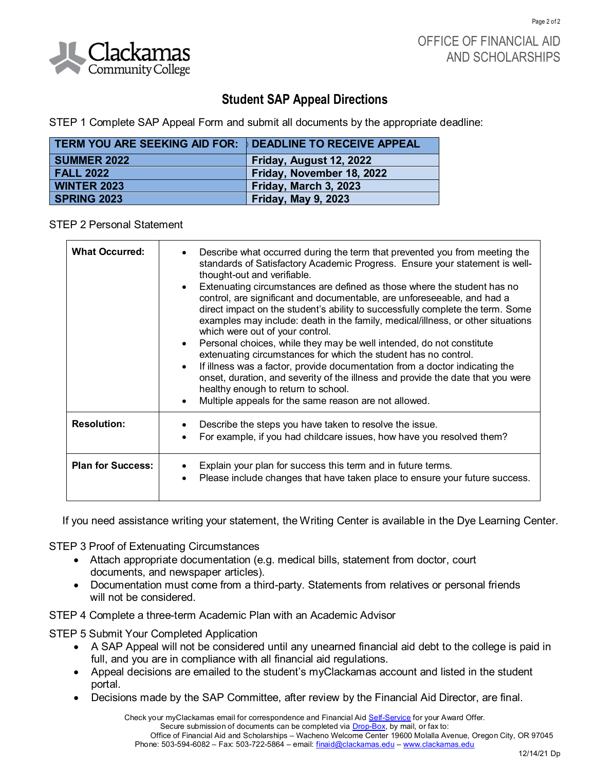OFFICE OF FINANCIAL AID AND SCHOLARSHIPS

Clackamas Community College

# Student SAP Appeal Directions

STEP 1 Complete SAP Appeal Form and submit all documents by the appropriate deadline:

| TERM YOU ARE SEEKING AID FOR: | DEADLINE TO RECEIVE APPEAL |
|---|---|
| SUMMER 2022 | Friday, August 12, 2022 |
| FALL 2022 | Friday, November 18, 2022 |
| WINTER 2023 | Friday, March 3, 2023 |
| SPRING 2023 | Friday, May 9, 2023 |

STEP 2 Personal Statement

| | |
|---|---|
| **What Occurred:** | • Describe what occurred during the term that prevented you from meeting the standards of Satisfactory Academic Progress. Ensure your statement is well-thought-out and verifiable. • Extenuating circumstances are defined as those where the student has no control, are significant and documentable, are unforeseeable, and had a direct impact on the student's ability to successfully complete the term. Some examples may include: death in the family, medical/illness, or other situations which were out of your control. • Personal choices, while they may be well intended, do not constitute extenuating circumstances for which the student has no control. • If illness was a factor, provide documentation from a doctor indicating the onset, duration, and severity of the illness and provide the date that you were healthy enough to return to school. • Multiple appeals for the same reason are not allowed. |
| **Resolution:** | • Describe the steps you have taken to resolve the issue. • For example, if you had childcare issues, how have you resolved them? |
| **Plan for Success:** | • Explain your plan for success this term and in future terms. • Please include changes that have taken place to ensure your future success. |

If you need assistance writing your statement, the Writing Center is available in the Dye Learning Center.

STEP 3 Proof of Extenuating Circumstances

- Attach appropriate documentation (e.g. medical bills, statement from doctor, court documents, and newspaper articles).
- Documentation must come from a third-party. Statements from relatives or personal friends will not be considered.

STEP 4 Complete a three-term Academic Plan with an Academic Advisor

STEP 5 Submit Your Completed Application

- A SAP Appeal will not be considered until any unearned financial aid debt to the college is paid in full, and you are in compliance with all financial aid regulations.
- Appeal decisions are emailed to the student's myClackamas account and listed in the student portal.
- Decisions made by the SAP Committee, after review by the Financial Aid Director, are final.

Check your myClackamas email for correspondence and Financial Aid Self-Service for your Award Offer.
Secure submission of documents can be completed via Drop-Box, by mail, or fax to:
Office of Financial Aid and Scholarships – Wacheno Welcome Center 19600 Molalla Avenue, Oregon City, OR 97045
Phone: 503-594-6082 – Fax: 503-722-5864 – email: finaid@clackamas.edu – www.clackamas.edu

12/14/21 Dp